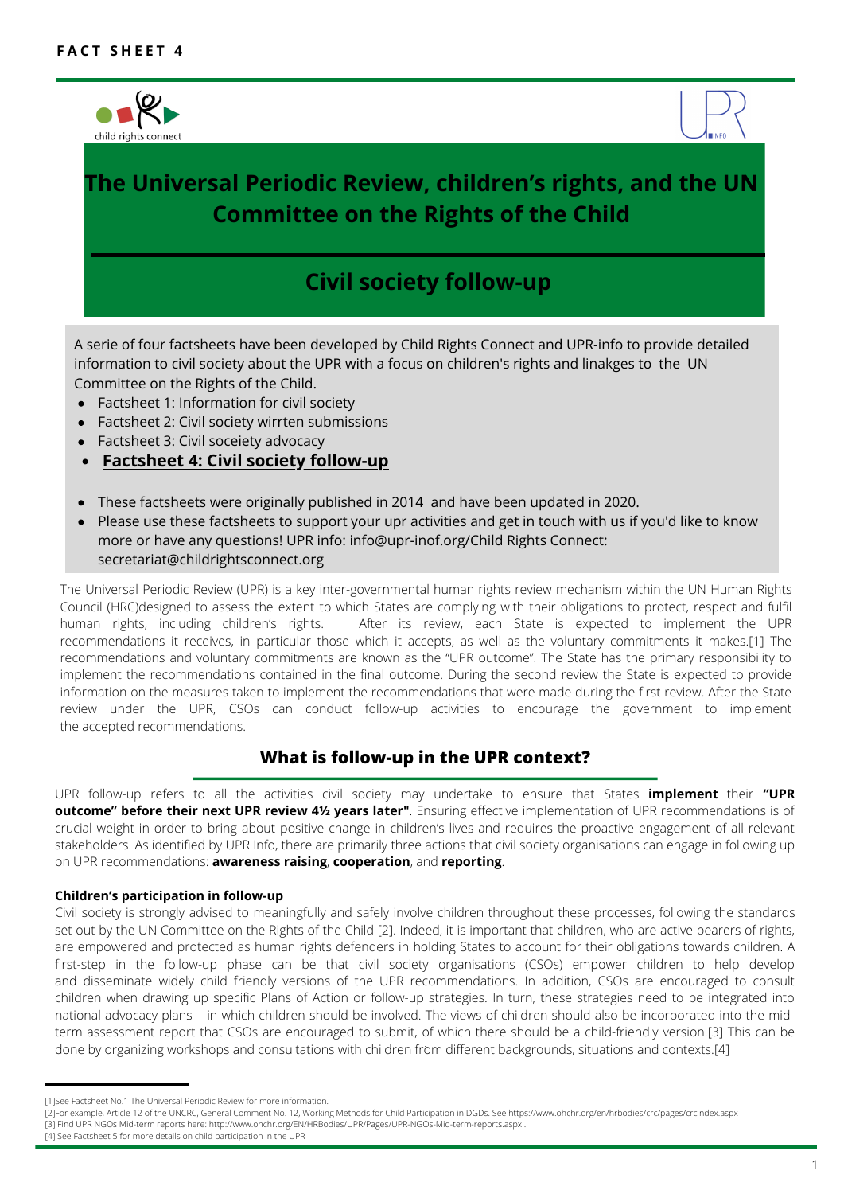**FACT SHEET 4**

child rights connect

# The Universal Periodic Review, children's rights, and the UN Committee on the Rights of the Child

## Civil society follow-up

A serie of four factsheets have been developed by Child Rights Connect and UPR-info to provide detailed information to civil society about the UPR with a focus on children's rights and linakges to the UN Committee on the Rights of the Child.

- Factsheet 1: Information for civil society
- Factsheet 2: Civil society wirrten submissions
- Factsheet 3: Civil soceiety advocacy
- **Factsheet 4: Civil society follow-up**

- These factsheets were originally published in 2014 and have been updated in 2020.
- Please use these factsheets to support your upr activities and get in touch with us if you'd like to know more or have any questions! UPR info: info@upr-inof.org/Child Rights Connect: secretariat@childrightsconnect.org

The Universal Periodic Review (UPR) is a key inter-governmental human rights review mechanism within the UN Human Rights Council (HRC)designed to assess the extent to which States are complying with their obligations to protect, respect and fulfil human rights, including children's rights. After its review, each State is expected to implement the UPR recommendations it receives, in particular those which it accepts, as well as the voluntary commitments it makes.[1] The recommendations and voluntary commitments are known as the "UPR outcome". The State has the primary responsibility to implement the recommendations contained in the final outcome. During the second review the State is expected to provide information on the measures taken to implement the recommendations that were made during the first review. After the State review under the UPR, CSOs can conduct follow-up activities to encourage the government to implement the accepted recommendations.

## What is follow-up in the UPR context?

UPR follow-up refers to all the activities civil society may undertake to ensure that States **implement** their **"UPR outcome" before their next UPR review 4½ years later"**. Ensuring effective implementation of UPR recommendations is of crucial weight in order to bring about positive change in children's lives and requires the proactive engagement of all relevant stakeholders. As identified by UPR Info, there are primarily three actions that civil society organisations can engage in following up on UPR recommendations: **awareness raising**, **cooperation**, and **reporting**.

**Children's participation in follow-up**

Civil society is strongly advised to meaningfully and safely involve children throughout these processes, following the standards set out by the UN Committee on the Rights of the Child [2]. Indeed, it is important that children, who are active bearers of rights, are empowered and protected as human rights defenders in holding States to account for their obligations towards children. A first-step in the follow-up phase can be that civil society organisations (CSOs) empower children to help develop and disseminate widely child friendly versions of the UPR recommendations. In addition, CSOs are encouraged to consult children when drawing up specific Plans of Action or follow-up strategies. In turn, these strategies need to be integrated into national advocacy plans – in which children should be involved. The views of children should also be incorporated into the mid-term assessment report that CSOs are encouraged to submit, of which there should be a child-friendly version.[3] This can be done by organizing workshops and consultations with children from different backgrounds, situations and contexts.[4]

[1]See Factsheet No.1 The Universal Periodic Review for more information.
[2]For example, Article 12 of the UNCRC, General Comment No. 12, Working Methods for Child Participation in DGDs. See https://www.ohchr.org/en/hrbodies/crc/pages/crcindex.aspx
[3] Find UPR NGOs Mid-term reports here: http://www.ohchr.org/EN/HRBodies/UPR/Pages/UPR-NGOs-Mid-term-reports.aspx .
[4] See Factsheet 5 for more details on child participation in the UPR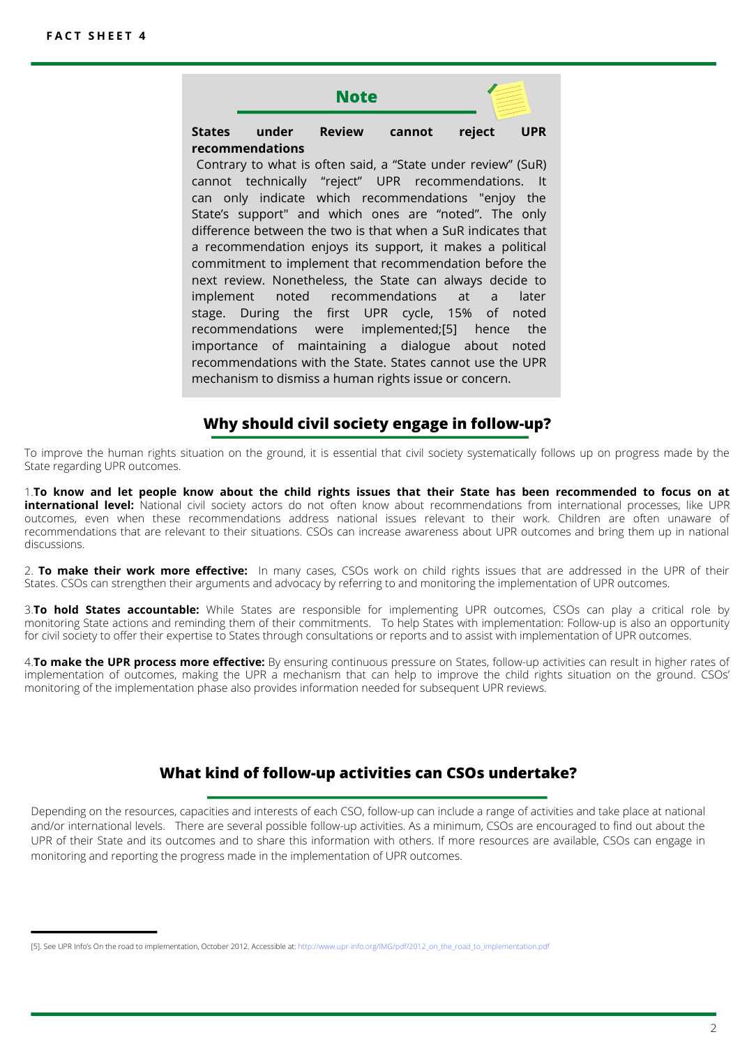## Note

**States under Review cannot reject UPR recommendations**

Contrary to what is often said, a "State under review" (SuR) cannot technically "reject" UPR recommendations. It can only indicate which recommendations "enjoy the State's support" and which ones are "noted". The only difference between the two is that when a SuR indicates that a recommendation enjoys its support, it makes a political commitment to implement that recommendation before the next review. Nonetheless, the State can always decide to implement noted recommendations at a later stage. During the first UPR cycle, 15% of noted recommendations were implemented;[5] hence the importance of maintaining a dialogue about noted recommendations with the State. States cannot use the UPR mechanism to dismiss a human rights issue or concern.

## Why should civil society engage in follow-up?

To improve the human rights situation on the ground, it is essential that civil society systematically follows up on progress made by the State regarding UPR outcomes.

1. **To know and let people know about the child rights issues that their State has been recommended to focus on at international level:** National civil society actors do not often know about recommendations from international processes, like UPR outcomes, even when these recommendations address national issues relevant to their work. Children are often unaware of recommendations that are relevant to their situations. CSOs can increase awareness about UPR outcomes and bring them up in national discussions.

2. **To make their work more effective:** In many cases, CSOs work on child rights issues that are addressed in the UPR of their States. CSOs can strengthen their arguments and advocacy by referring to and monitoring the implementation of UPR outcomes.

3. **To hold States accountable:** While States are responsible for implementing UPR outcomes, CSOs can play a critical role by monitoring State actions and reminding them of their commitments. To help States with implementation: Follow-up is also an opportunity for civil society to offer their expertise to States through consultations or reports and to assist with implementation of UPR outcomes.

4. **To make the UPR process more effective:** By ensuring continuous pressure on States, follow-up activities can result in higher rates of implementation of outcomes, making the UPR a mechanism that can help to improve the child rights situation on the ground. CSOs' monitoring of the implementation phase also provides information needed for subsequent UPR reviews.

## What kind of follow-up activities can CSOs undertake?

Depending on the resources, capacities and interests of each CSO, follow-up can include a range of activities and take place at national and/or international levels. There are several possible follow-up activities. As a minimum, CSOs are encouraged to find out about the UPR of their State and its outcomes and to share this information with others. If more resources are available, CSOs can engage in monitoring and reporting the progress made in the implementation of UPR outcomes.

---

[5]. See UPR Info's On the road to implementation, October 2012. Accessible at: http://www.upr-info.org/IMG/pdf/2012_on_the_road_to_implementation.pdf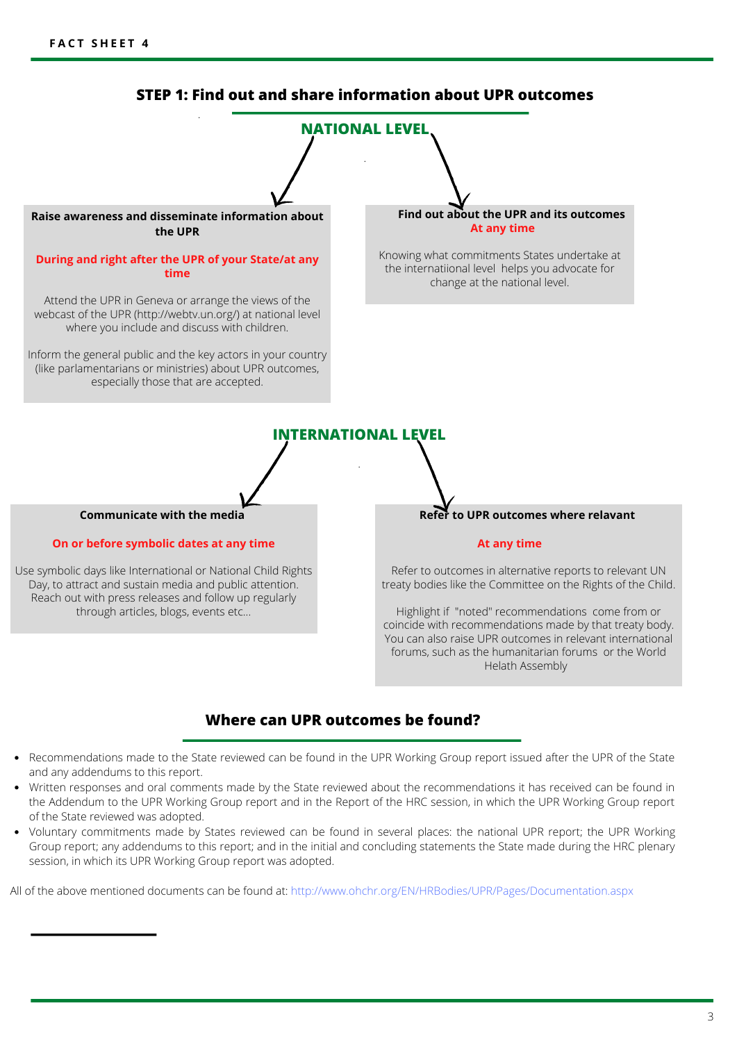**FACT SHEET 4**

## STEP 1: Find out and share information about UPR outcomes

### NATIONAL LEVEL

**Raise awareness and disseminate information about the UPR**

**During and right after the UPR of your State/at any time**

Attend the UPR in Geneva or arrange the views of the webcast of the UPR (http://webtv.un.org/) at national level where you include and discuss with children.

Inform the general public and the key actors in your country (like parlamentarians or ministries) about UPR outcomes, especially those that are accepted.

**Find out about the UPR and its outcomes**

**At any time**

Knowing what commitments States undertake at the internatiional level helps you advocate for change at the national level.

### INTERNATIONAL LEVEL

**Communicate with the media**

**On or before symbolic dates at any time**

Use symbolic days like International or National Child Rights Day, to attract and sustain media and public attention. Reach out with press releases and follow up regularly through articles, blogs, events etc...

**Refer to UPR outcomes where relavant**

**At any time**

Refer to outcomes in alternative reports to relevant UN treaty bodies like the Committee on the Rights of the Child.

Highlight if "noted" recommendations come from or coincide with recommendations made by that treaty body. You can also raise UPR outcomes in relevant international forums, such as the humanitarian forums or the World Helath Assembly

## Where can UPR outcomes be found?

- Recommendations made to the State reviewed can be found in the UPR Working Group report issued after the UPR of the State and any addendums to this report.
- Written responses and oral comments made by the State reviewed about the recommendations it has received can be found in the Addendum to the UPR Working Group report and in the Report of the HRC session, in which the UPR Working Group report of the State reviewed was adopted.
- Voluntary commitments made by States reviewed can be found in several places: the national UPR report; the UPR Working Group report; any addendums to this report; and in the initial and concluding statements the State made during the HRC plenary session, in which its UPR Working Group report was adopted.

All of the above mentioned documents can be found at: http://www.ohchr.org/EN/HRBodies/UPR/Pages/Documentation.aspx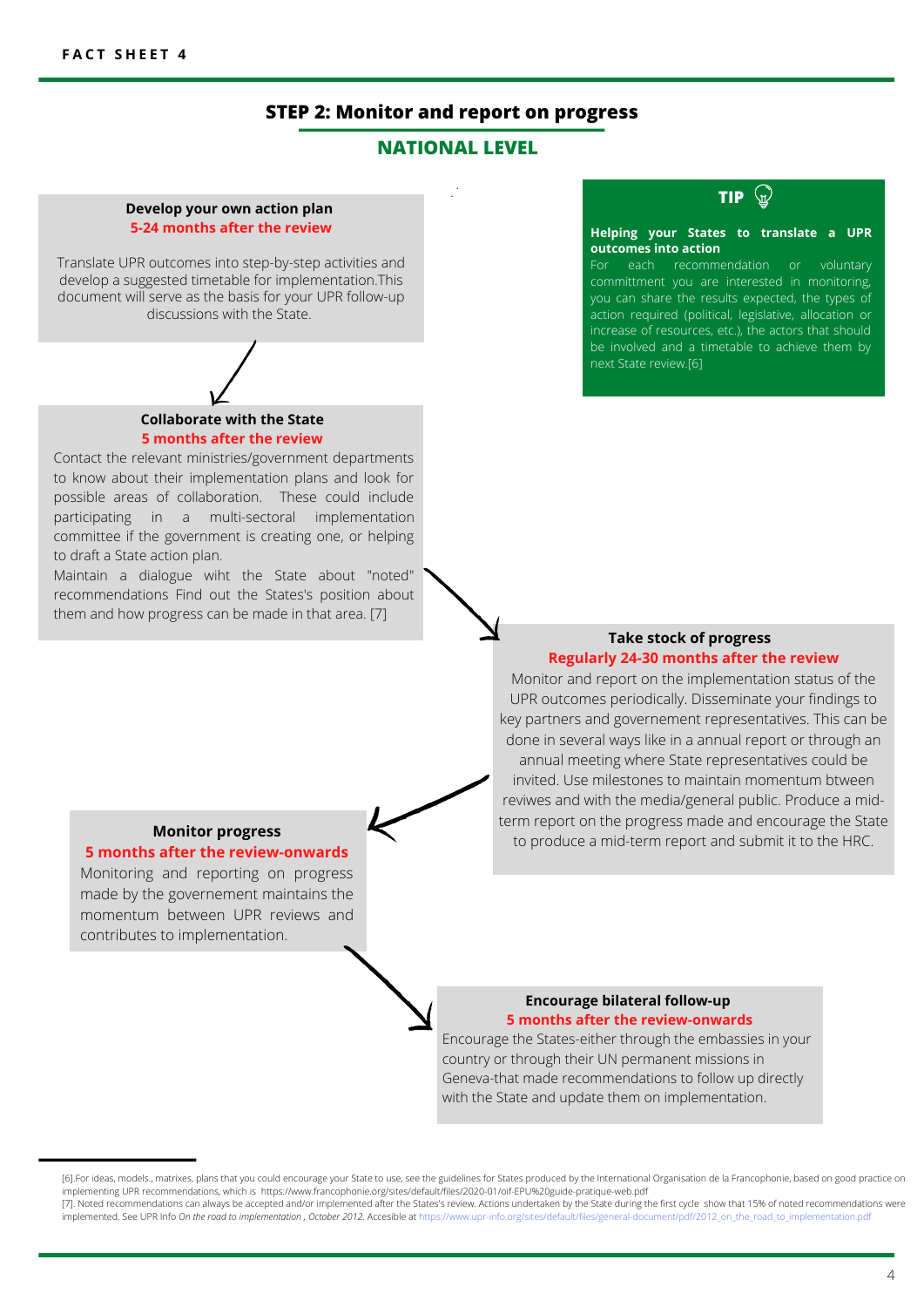## STEP 2: Monitor and report on progress

### NATIONAL LEVEL

**Develop your own action plan**
**5-24 months after the review**

Translate UPR outcomes into step-by-step activities and develop a suggested timetable for implementation.This document will serve as the basis for your UPR follow-up discussions with the State.

**TIP**

**Helping your States to translate a UPR outcomes into action**
For each recommendation or voluntary committment you are interested in monitoring, you can share the results expected, the types of action required (political, legislative, allocation or increase of resources, etc.), the actors that should be involved and a timetable to achieve them by next State review.[6]

**Collaborate with the State**
**5 months after the review**

Contact the relevant ministries/government departments to know about their implementation plans and look for possible areas of collaboration. These could include participating in a multi-sectoral implementation committee if the government is creating one, or helping to draft a State action plan.
Maintain a dialogue wiht the State about "noted" recommendations Find out the States's position about them and how progress can be made in that area. [7]

**Take stock of progress**
**Regularly 24-30 months after the review**

Monitor and report on the implementation status of the UPR outcomes periodically. Disseminate your findings to key partners and governement representatives. This can be done in several ways like in a annual report or through an annual meeting where State representatives could be invited. Use milestones to maintain momentum btween reviwes and with the media/general public. Produce a mid-term report on the progress made and encourage the State to produce a mid-term report and submit it to the HRC.

**Monitor progress**
**5 months after the review-onwards**

Monitoring and reporting on progress made by the governement maintains the momentum between UPR reviews and contributes to implementation.

**Encourage bilateral follow-up**
**5 months after the review-onwards**

Encourage the States-either through the embassies in your country or through their UN permanent missions in Geneva-that made recommendations to follow up directly with the State and update them on implementation.

---

[6].For ideas, models., matrixes, plans that you could encourage your State to use, see the guidelines for States produced by the International Organisation de la Francophonie, based on good practice on implementing UPR recommendations, which is https://www.francophonie.org/sites/default/files/2020-01/oif-EPU%20guide-pratique-web.pdf

[7]. Noted recommendations can always be accepted and/or implemented after the States's review. Actions undertaken by the State during the first cycle show that 15% of noted recommendations were implemented. See UPR Info *On the road to implementation , October 2012*. Accesible at https://www.upr-info.org/sites/default/files/general-document/pdf/2012_on_the_road_to_implementation.pdf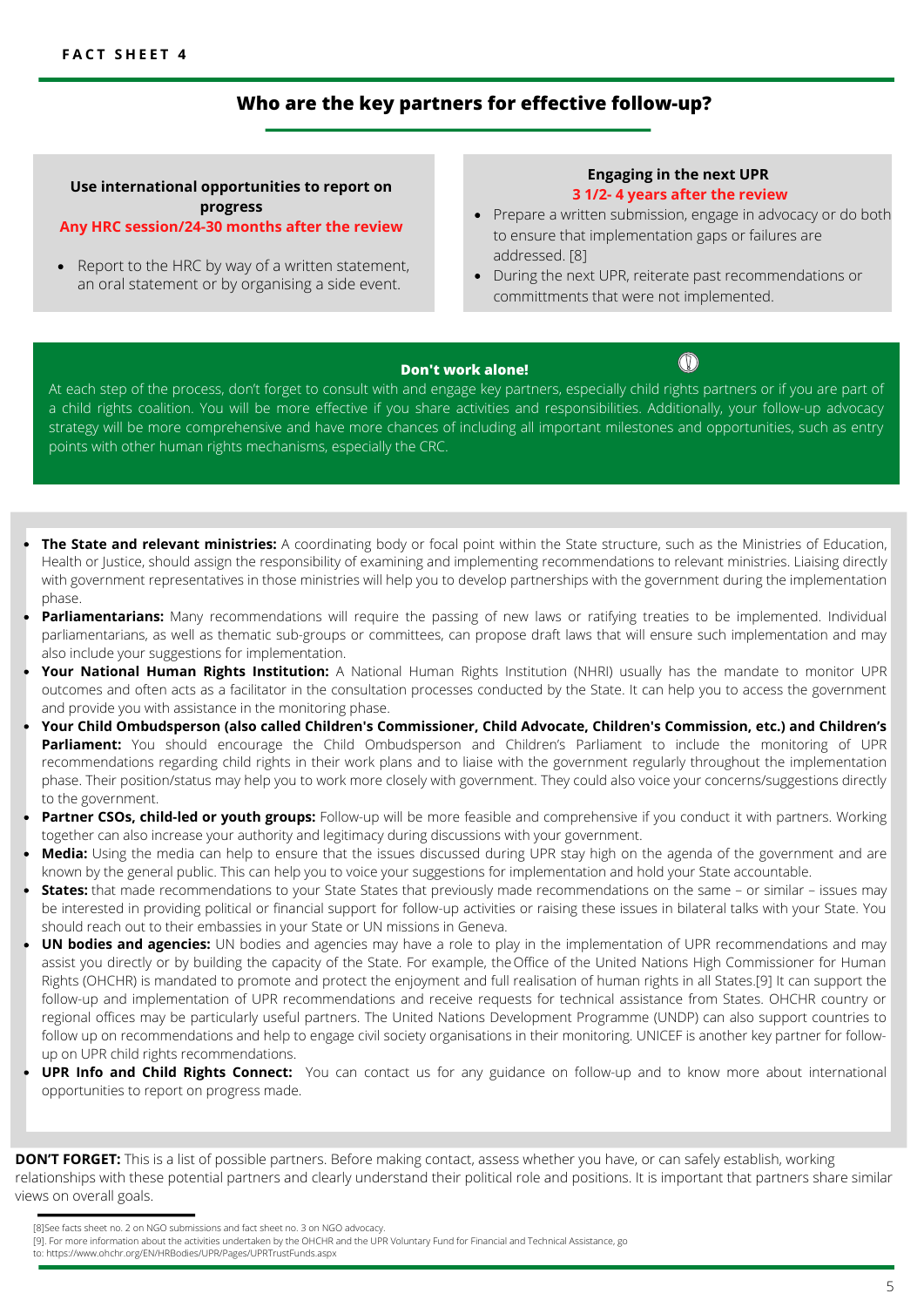FACT SHEET 4

## Who are the key partners for effective follow-up?

**Use international opportunities to report on progress**
**Any HRC session/24-30 months after the review**

- Report to the HRC by way of a written statement, an oral statement or by organising a side event.

**Engaging in the next UPR**
**3 1/2- 4 years after the review**

- Prepare a written submission, engage in advocacy or do both to ensure that implementation gaps or failures are addressed. [8]
- During the next UPR, reiterate past recommendations or committments that were not implemented.

**Don't work alone!**

At each step of the process, don't forget to consult with and engage key partners, especially child rights partners or if you are part of a child rights coalition. You will be more effective if you share activities and responsibilities. Additionally, your follow-up advocacy strategy will be more comprehensive and have more chances of including all important milestones and opportunities, such as entry points with other human rights mechanisms, especially the CRC.

- **The State and relevant ministries:** A coordinating body or focal point within the State structure, such as the Ministries of Education, Health or Justice, should assign the responsibility of examining and implementing recommendations to relevant ministries. Liaising directly with government representatives in those ministries will help you to develop partnerships with the government during the implementation phase.
- **Parliamentarians:** Many recommendations will require the passing of new laws or ratifying treaties to be implemented. Individual parliamentarians, as well as thematic sub-groups or committees, can propose draft laws that will ensure such implementation and may also include your suggestions for implementation.
- **Your National Human Rights Institution:** A National Human Rights Institution (NHRI) usually has the mandate to monitor UPR outcomes and often acts as a facilitator in the consultation processes conducted by the State. It can help you to access the government and provide you with assistance in the monitoring phase.
- **Your Child Ombudsperson (also called Children's Commissioner, Child Advocate, Children's Commission, etc.) and Children's Parliament:** You should encourage the Child Ombudsperson and Children's Parliament to include the monitoring of UPR recommendations regarding child rights in their work plans and to liaise with the government regularly throughout the implementation phase. Their position/status may help you to work more closely with government. They could also voice your concerns/suggestions directly to the government.
- **Partner CSOs, child-led or youth groups:** Follow-up will be more feasible and comprehensive if you conduct it with partners. Working together can also increase your authority and legitimacy during discussions with your government.
- **Media:** Using the media can help to ensure that the issues discussed during UPR stay high on the agenda of the government and are known by the general public. This can help you to voice your suggestions for implementation and hold your State accountable.
- **States:** that made recommendations to your State States that previously made recommendations on the same – or similar – issues may be interested in providing political or financial support for follow-up activities or raising these issues in bilateral talks with your State. You should reach out to their embassies in your State or UN missions in Geneva.
- **UN bodies and agencies:** UN bodies and agencies may have a role to play in the implementation of UPR recommendations and may assist you directly or by building the capacity of the State. For example, the Office of the United Nations High Commissioner for Human Rights (OHCHR) is mandated to promote and protect the enjoyment and full realisation of human rights in all States.[9] It can support the follow-up and implementation of UPR recommendations and receive requests for technical assistance from States. OHCHR country or regional offices may be particularly useful partners. The United Nations Development Programme (UNDP) can also support countries to follow up on recommendations and help to engage civil society organisations in their monitoring. UNICEF is another key partner for follow-up on UPR child rights recommendations.
- **UPR Info and Child Rights Connect:** You can contact us for any guidance on follow-up and to know more about international opportunities to report on progress made.

**DON'T FORGET:** This is a list of possible partners. Before making contact, assess whether you have, or can safely establish, working relationships with these potential partners and clearly understand their political role and positions. It is important that partners share similar views on overall goals.

[8]See facts sheet no. 2 on NGO submissions and fact sheet no. 3 on NGO advocacy.
[9]. For more information about the activities undertaken by the OHCHR and the UPR Voluntary Fund for Financial and Technical Assistance, go to: https://www.ohchr.org/EN/HRBodies/UPR/Pages/UPRTrustFunds.aspx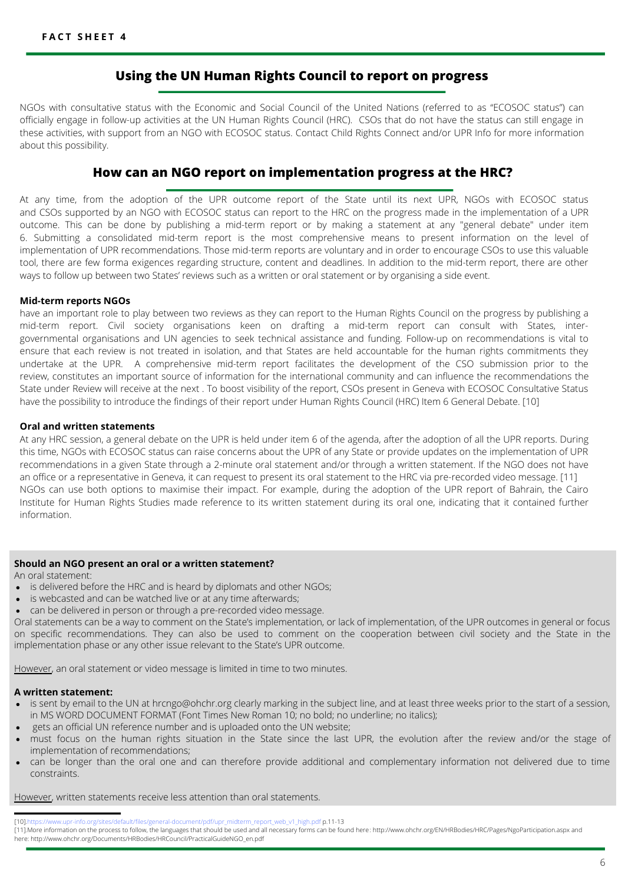**FACT SHEET 4**

## Using the UN Human Rights Council to report on progress

NGOs with consultative status with the Economic and Social Council of the United Nations (referred to as "ECOSOC status") can officially engage in follow-up activities at the UN Human Rights Council (HRC). CSOs that do not have the status can still engage in these activities, with support from an NGO with ECOSOC status. Contact Child Rights Connect and/or UPR Info for more information about this possibility.

## How can an NGO report on implementation progress at the HRC?

At any time, from the adoption of the UPR outcome report of the State until its next UPR, NGOs with ECOSOC status and CSOs supported by an NGO with ECOSOC status can report to the HRC on the progress made in the implementation of a UPR outcome. This can be done by publishing a mid-term report or by making a statement at any "general debate" under item 6. Submitting a consolidated mid-term report is the most comprehensive means to present information on the level of implementation of UPR recommendations. Those mid-term reports are voluntary and in order to encourage CSOs to use this valuable tool, there are few forma exigences regarding structure, content and deadlines. In addition to the mid-term report, there are other ways to follow up between two States' reviews such as a written or oral statement or by organising a side event.

**Mid-term reports NGOs**

have an important role to play between two reviews as they can report to the Human Rights Council on the progress by publishing a mid-term report. Civil society organisations keen on drafting a mid-term report can consult with States, inter-governmental organisations and UN agencies to seek technical assistance and funding. Follow-up on recommendations is vital to ensure that each review is not treated in isolation, and that States are held accountable for the human rights commitments they undertake at the UPR. A comprehensive mid-term report facilitates the development of the CSO submission prior to the review, constitutes an important source of information for the international community and can influence the recommendations the State under Review will receive at the next . To boost visibility of the report, CSOs present in Geneva with ECOSOC Consultative Status have the possibility to introduce the findings of their report under Human Rights Council (HRC) Item 6 General Debate. [10]

**Oral and written statements**

At any HRC session, a general debate on the UPR is held under item 6 of the agenda, after the adoption of all the UPR reports. During this time, NGOs with ECOSOC status can raise concerns about the UPR of any State or provide updates on the implementation of UPR recommendations in a given State through a 2-minute oral statement and/or through a written statement. If the NGO does not have an office or a representative in Geneva, it can request to present its oral statement to the HRC via pre-recorded video message. [11]
NGOs can use both options to maximise their impact. For example, during the adoption of the UPR report of Bahrain, the Cairo Institute for Human Rights Studies made reference to its written statement during its oral one, indicating that it contained further information.

**Should an NGO present an oral or a written statement?**

An oral statement:

- is delivered before the HRC and is heard by diplomats and other NGOs;
- is webcasted and can be watched live or at any time afterwards;
- can be delivered in person or through a pre-recorded video message.

Oral statements can be a way to comment on the State's implementation, or lack of implementation, of the UPR outcomes in general or focus on specific recommendations. They can also be used to comment on the cooperation between civil society and the State in the implementation phase or any other issue relevant to the State's UPR outcome.

However, an oral statement or video message is limited in time to two minutes.

**A written statement:**

- is sent by email to the UN at hrcngo@ohchr.org clearly marking in the subject line, and at least three weeks prior to the start of a session, in MS WORD DOCUMENT FORMAT (Font Times New Roman 10; no bold; no underline; no italics);
- gets an official UN reference number and is uploaded onto the UN website;
- must focus on the human rights situation in the State since the last UPR, the evolution after the review and/or the stage of implementation of recommendations;
- can be longer than the oral one and can therefore provide additional and complementary information not delivered due to time constraints.

However, written statements receive less attention than oral statements.

---

[10].https://www.upr-info.org/sites/default/files/general-document/pdf/upr_midterm_report_web_v1_high.pdf p.11-13
[11].More information on the process to follow, the languages that should be used and all necessary forms can be found here: http://www.ohchr.org/EN/HRBodies/HRC/Pages/NgoParticipation.aspx and here: http://www.ohchr.org/Documents/HRBodies/HRCouncil/PracticalGuideNGO_en.pdf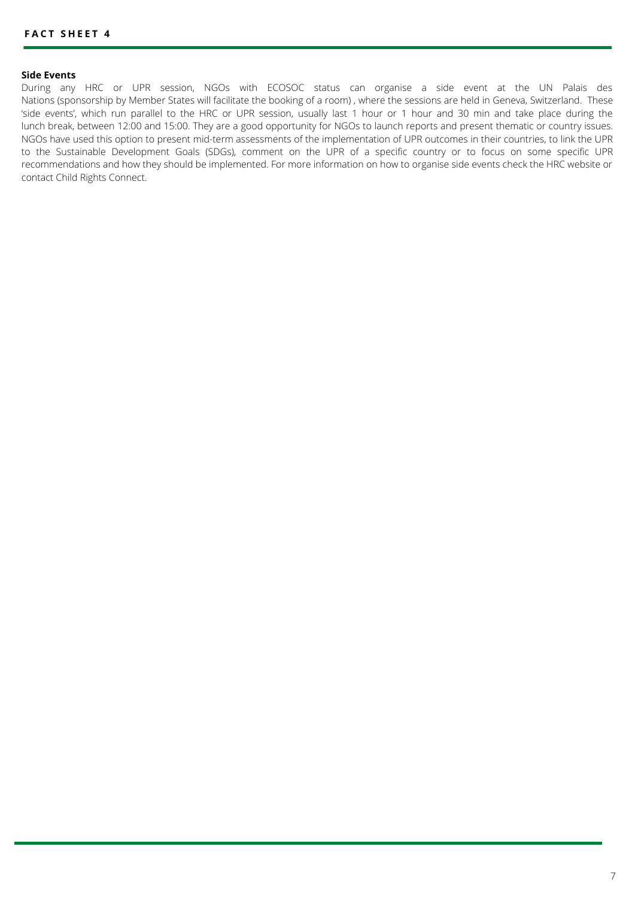**Side Events**

During any HRC or UPR session, NGOs with ECOSOC status can organise a side event at the UN Palais des Nations (sponsorship by Member States will facilitate the booking of a room) , where the sessions are held in Geneva, Switzerland. These 'side events', which run parallel to the HRC or UPR session, usually last 1 hour or 1 hour and 30 min and take place during the lunch break, between 12:00 and 15:00. They are a good opportunity for NGOs to launch reports and present thematic or country issues. NGOs have used this option to present mid-term assessments of the implementation of UPR outcomes in their countries, to link the UPR to the Sustainable Development Goals (SDGs), comment on the UPR of a specific country or to focus on some specific UPR recommendations and how they should be implemented. For more information on how to organise side events check the HRC website or contact Child Rights Connect.